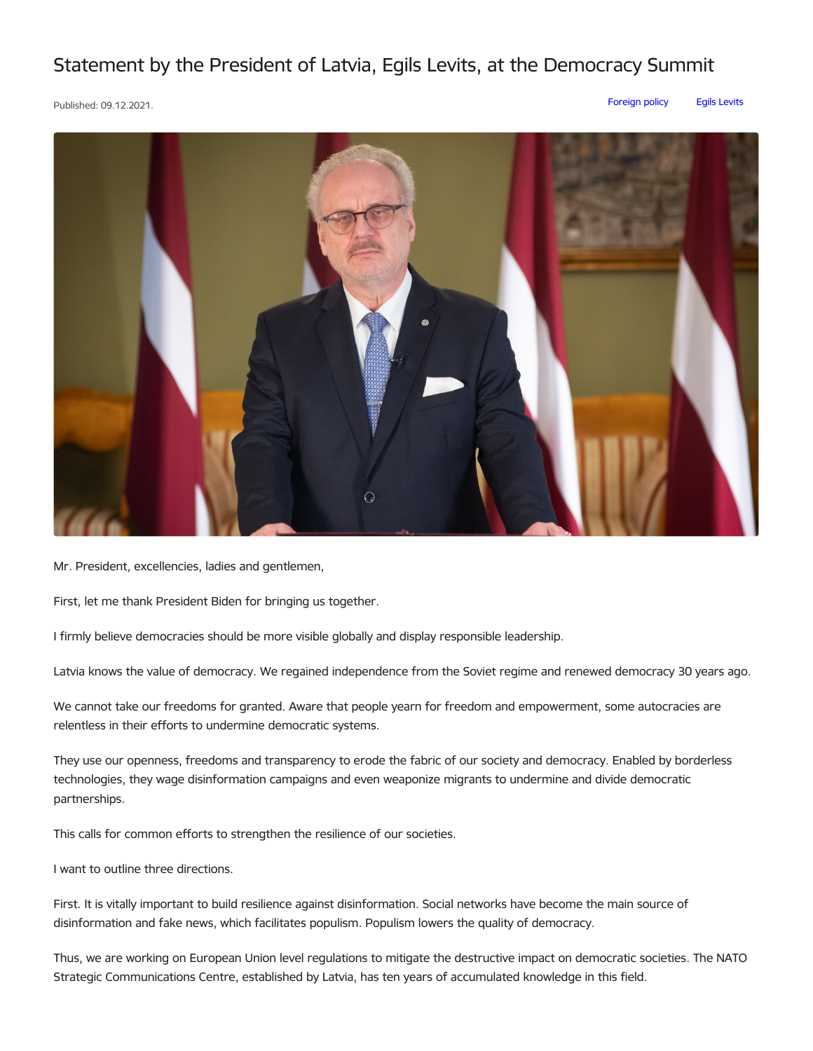# Statement by the President of Latvia, Egils Levits, at the Democracy Summit

Published: 09.12.2021.

Foreign policy    Egils Levits

Mr. President, excellencies, ladies and gentlemen,

First, let me thank President Biden for bringing us together.

I firmly believe democracies should be more visible globally and display responsible leadership.

Latvia knows the value of democracy. We regained independence from the Soviet regime and renewed democracy 30 years ago.

We cannot take our freedoms for granted. Aware that people yearn for freedom and empowerment, some autocracies are relentless in their efforts to undermine democratic systems.

They use our openness, freedoms and transparency to erode the fabric of our society and democracy. Enabled by borderless technologies, they wage disinformation campaigns and even weaponize migrants to undermine and divide democratic partnerships.

This calls for common efforts to strengthen the resilience of our societies.

I want to outline three directions.

First. It is vitally important to build resilience against disinformation. Social networks have become the main source of disinformation and fake news, which facilitates populism. Populism lowers the quality of democracy.

Thus, we are working on European Union level regulations to mitigate the destructive impact on democratic societies. The NATO Strategic Communications Centre, established by Latvia, has ten years of accumulated knowledge in this field.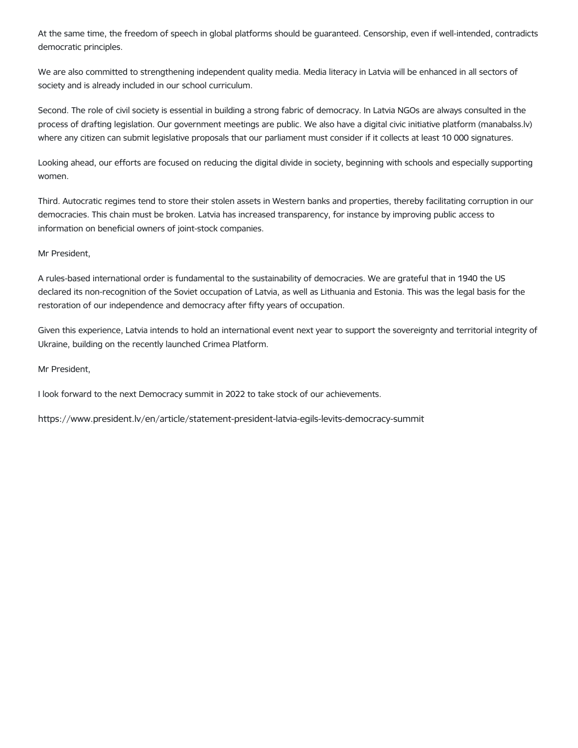At the same time, the freedom of speech in global platforms should be guaranteed. Censorship, even if well-intended, contradicts democratic principles.

We are also committed to strengthening independent quality media. Media literacy in Latvia will be enhanced in all sectors of society and is already included in our school curriculum.

Second. The role of civil society is essential in building a strong fabric of democracy. In Latvia NGOs are always consulted in the process of drafting legislation. Our government meetings are public. We also have a digital civic initiative platform (manabalss.lv) where any citizen can submit legislative proposals that our parliament must consider if it collects at least 10 000 signatures.

Looking ahead, our efforts are focused on reducing the digital divide in society, beginning with schools and especially supporting women.

Third. Autocratic regimes tend to store their stolen assets in Western banks and properties, thereby facilitating corruption in our democracies. This chain must be broken. Latvia has increased transparency, for instance by improving public access to information on beneficial owners of joint-stock companies.

Mr President,

A rules-based international order is fundamental to the sustainability of democracies. We are grateful that in 1940 the US declared its non-recognition of the Soviet occupation of Latvia, as well as Lithuania and Estonia. This was the legal basis for the restoration of our independence and democracy after fifty years of occupation.

Given this experience, Latvia intends to hold an international event next year to support the sovereignty and territorial integrity of Ukraine, building on the recently launched Crimea Platform.

Mr President,

I look forward to the next Democracy summit in 2022 to take stock of our achievements.

https://www.president.lv/en/article/statement-president-latvia-egils-levits-democracy-summit